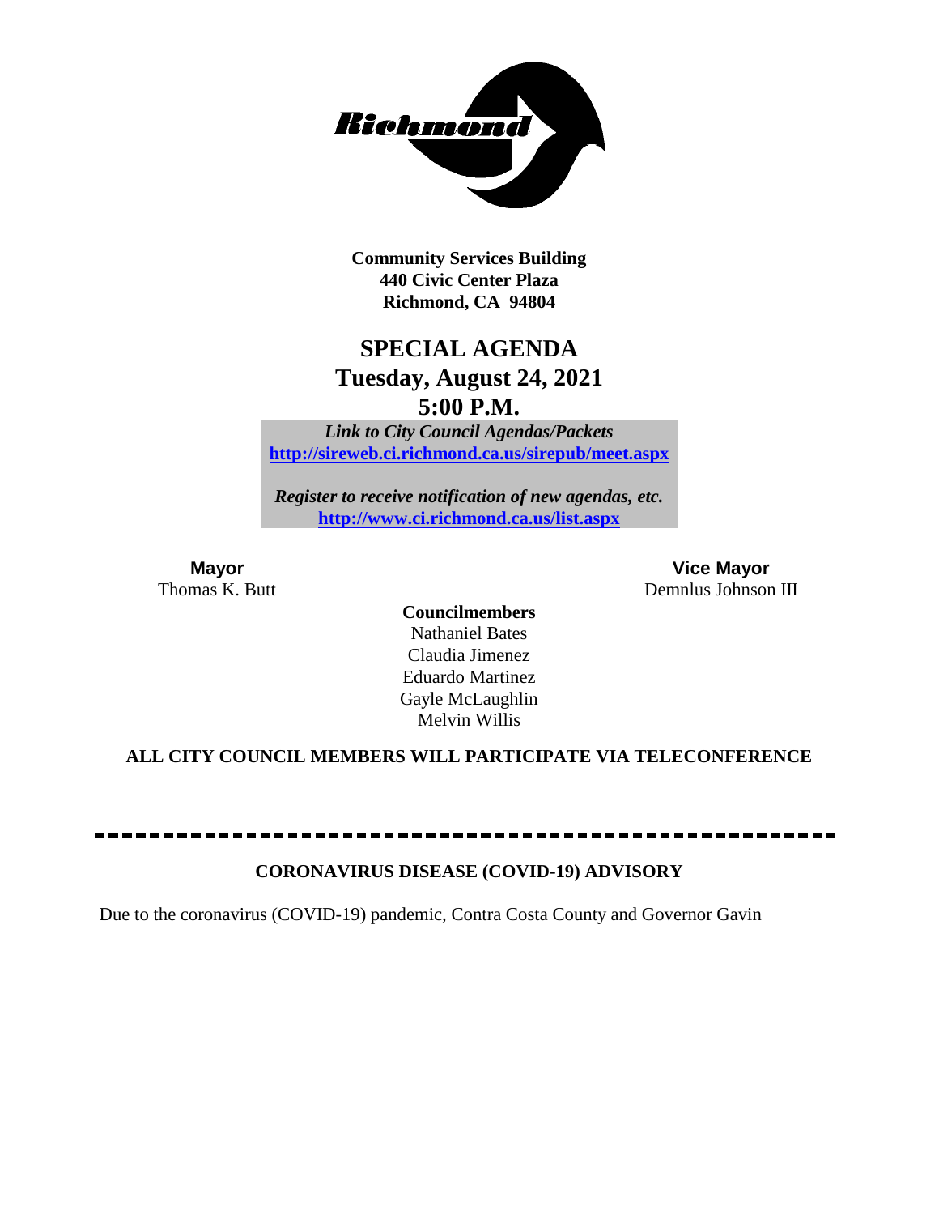Richmond

**Community Services Building**
**440 Civic Center Plaza**
**Richmond, CA 94804**

# SPECIAL AGENDA
## Tuesday, August 24, 2021
## 5:00 P.M.

*Link to City Council Agendas/Packets*
**http://sireweb.ci.richmond.ca.us/sirepub/meet.aspx**

*Register to receive notification of new agendas, etc.*
**http://www.ci.richmond.ca.us/list.aspx**

**Mayor**
Thomas K. Butt

**Vice Mayor**
Demnlus Johnson III

**Councilmembers**
Nathaniel Bates
Claudia Jimenez
Eduardo Martinez
Gayle McLaughlin
Melvin Willis

**ALL CITY COUNCIL MEMBERS WILL PARTICIPATE VIA TELECONFERENCE**

---

**CORONAVIRUS DISEASE (COVID-19) ADVISORY**

Due to the coronavirus (COVID-19) pandemic, Contra Costa County and Governor Gavin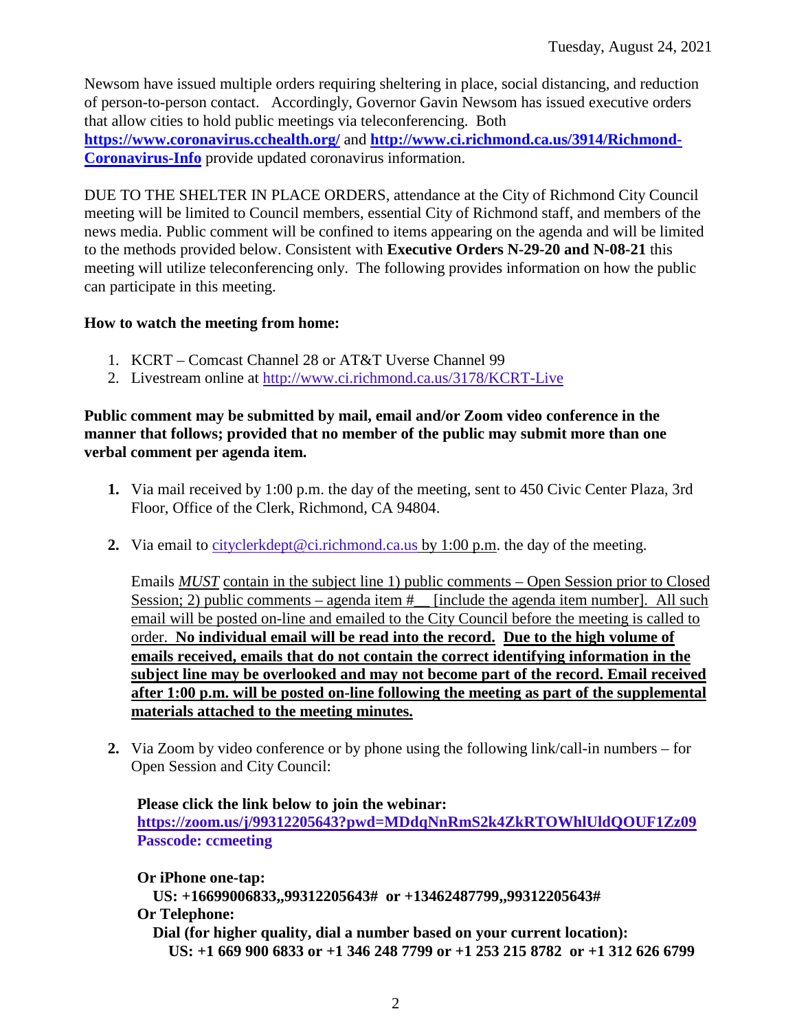Newsom have issued multiple orders requiring sheltering in place, social distancing, and reduction of person-to-person contact. Accordingly, Governor Gavin Newsom has issued executive orders that allow cities to hold public meetings via teleconferencing. Both **https://www.coronavirus.cchealth.org/** and **http://www.ci.richmond.ca.us/3914/Richmond-Coronavirus-Info** provide updated coronavirus information.

DUE TO THE SHELTER IN PLACE ORDERS, attendance at the City of Richmond City Council meeting will be limited to Council members, essential City of Richmond staff, and members of the news media. Public comment will be confined to items appearing on the agenda and will be limited to the methods provided below. Consistent with **Executive Orders N-29-20 and N-08-21** this meeting will utilize teleconferencing only. The following provides information on how the public can participate in this meeting.

**How to watch the meeting from home:**

1. KCRT – Comcast Channel 28 or AT&T Uverse Channel 99
2. Livestream online at http://www.ci.richmond.ca.us/3178/KCRT-Live

**Public comment may be submitted by mail, email and/or Zoom video conference in the manner that follows; provided that no member of the public may submit more than one verbal comment per agenda item.**

1. Via mail received by 1:00 p.m. the day of the meeting, sent to 450 Civic Center Plaza, 3rd Floor, Office of the Clerk, Richmond, CA 94804.

2. Via email to cityclerkdept@ci.richmond.ca.us by 1:00 p.m. the day of the meeting.

   Emails *MUST* contain in the subject line 1) public comments – Open Session prior to Closed Session; 2) public comments – agenda item #__ [include the agenda item number]. All such email will be posted on-line and emailed to the City Council before the meeting is called to order. **No individual email will be read into the record. Due to the high volume of emails received, emails that do not contain the correct identifying information in the subject line may be overlooked and may not become part of the record. Email received after 1:00 p.m. will be posted on-line following the meeting as part of the supplemental materials attached to the meeting minutes.**

2. Via Zoom by video conference or by phone using the following link/call-in numbers – for Open Session and City Council:

   **Please click the link below to join the webinar:**
   **https://zoom.us/j/99312205643?pwd=MDdqNnRmS2k4ZkRTOWhlUldQOUF1Zz09**
   **Passcode: ccmeeting**

   **Or iPhone one-tap:**
   **US: +16699006833,,99312205643# or +13462487799,,99312205643#**
   **Or Telephone:**
   **Dial (for higher quality, dial a number based on your current location):**
   **US: +1 669 900 6833 or +1 346 248 7799 or +1 253 215 8782 or +1 312 626 6799**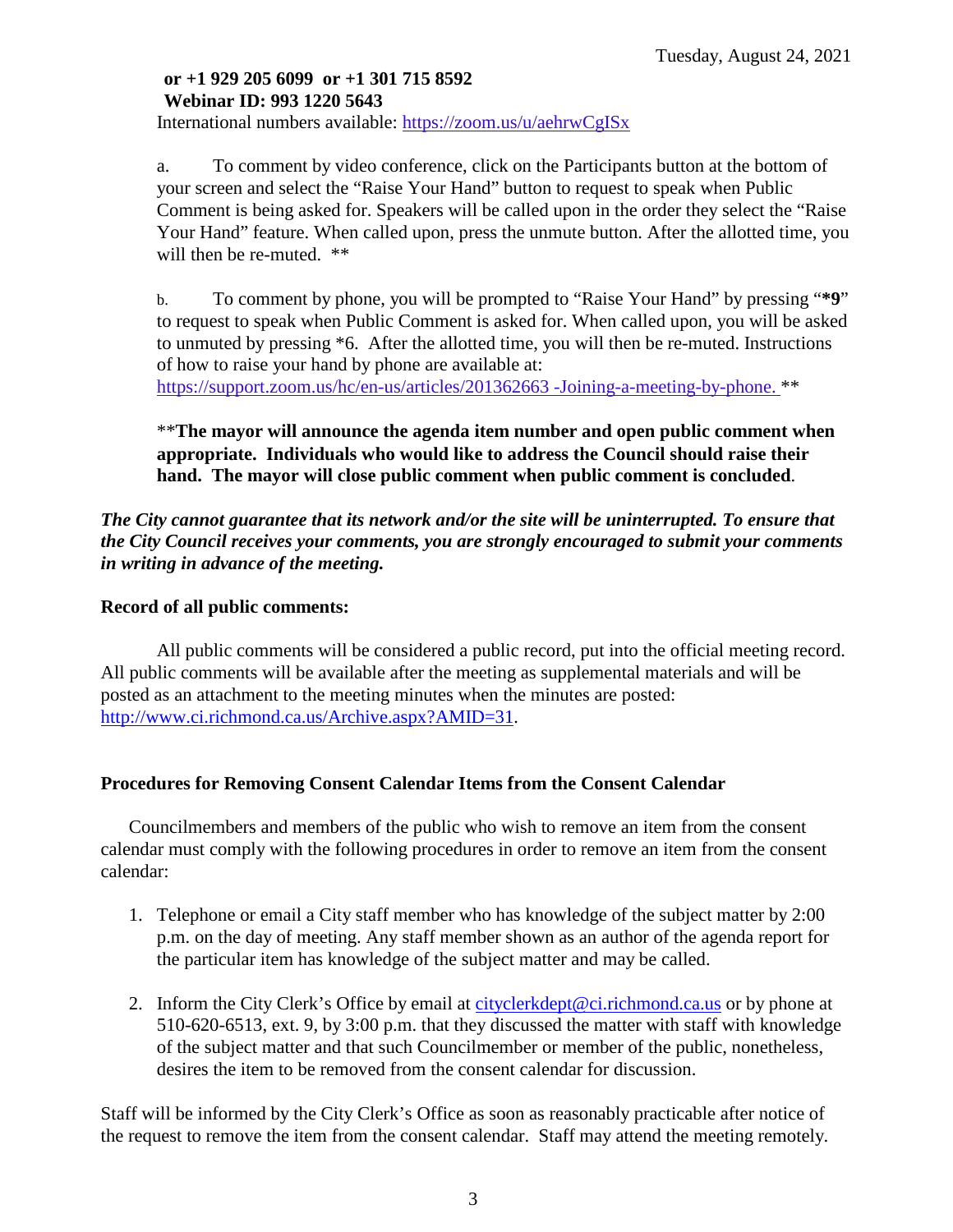**or +1 929 205 6099 or +1 301 715 8592**
**Webinar ID: 993 1220 5643**
International numbers available: https://zoom.us/u/aehrwCgISx

a. To comment by video conference, click on the Participants button at the bottom of your screen and select the "Raise Your Hand" button to request to speak when Public Comment is being asked for. Speakers will be called upon in the order they select the "Raise Your Hand" feature. When called upon, press the unmute button. After the allotted time, you will then be re-muted. **

b. To comment by phone, you will be prompted to "Raise Your Hand" by pressing "**\*9**" to request to speak when Public Comment is asked for. When called upon, you will be asked to unmuted by pressing *6. After the allotted time, you will then be re-muted. Instructions of how to raise your hand by phone are available at: https://support.zoom.us/hc/en-us/articles/201362663 -Joining-a-meeting-by-phone. **

\*\***The mayor will announce the agenda item number and open public comment when appropriate. Individuals who would like to address the Council should raise their hand. The mayor will close public comment when public comment is concluded**.

***The City cannot guarantee that its network and/or the site will be uninterrupted. To ensure that the City Council receives your comments, you are strongly encouraged to submit your comments in writing in advance of the meeting.***

**Record of all public comments:**

All public comments will be considered a public record, put into the official meeting record. All public comments will be available after the meeting as supplemental materials and will be posted as an attachment to the meeting minutes when the minutes are posted: http://www.ci.richmond.ca.us/Archive.aspx?AMID=31.

**Procedures for Removing Consent Calendar Items from the Consent Calendar**

Councilmembers and members of the public who wish to remove an item from the consent calendar must comply with the following procedures in order to remove an item from the consent calendar:

1. Telephone or email a City staff member who has knowledge of the subject matter by 2:00 p.m. on the day of meeting. Any staff member shown as an author of the agenda report for the particular item has knowledge of the subject matter and may be called.

2. Inform the City Clerk's Office by email at cityclerkdept@ci.richmond.ca.us or by phone at 510-620-6513, ext. 9, by 3:00 p.m. that they discussed the matter with staff with knowledge of the subject matter and that such Councilmember or member of the public, nonetheless, desires the item to be removed from the consent calendar for discussion.

Staff will be informed by the City Clerk's Office as soon as reasonably practicable after notice of the request to remove the item from the consent calendar. Staff may attend the meeting remotely.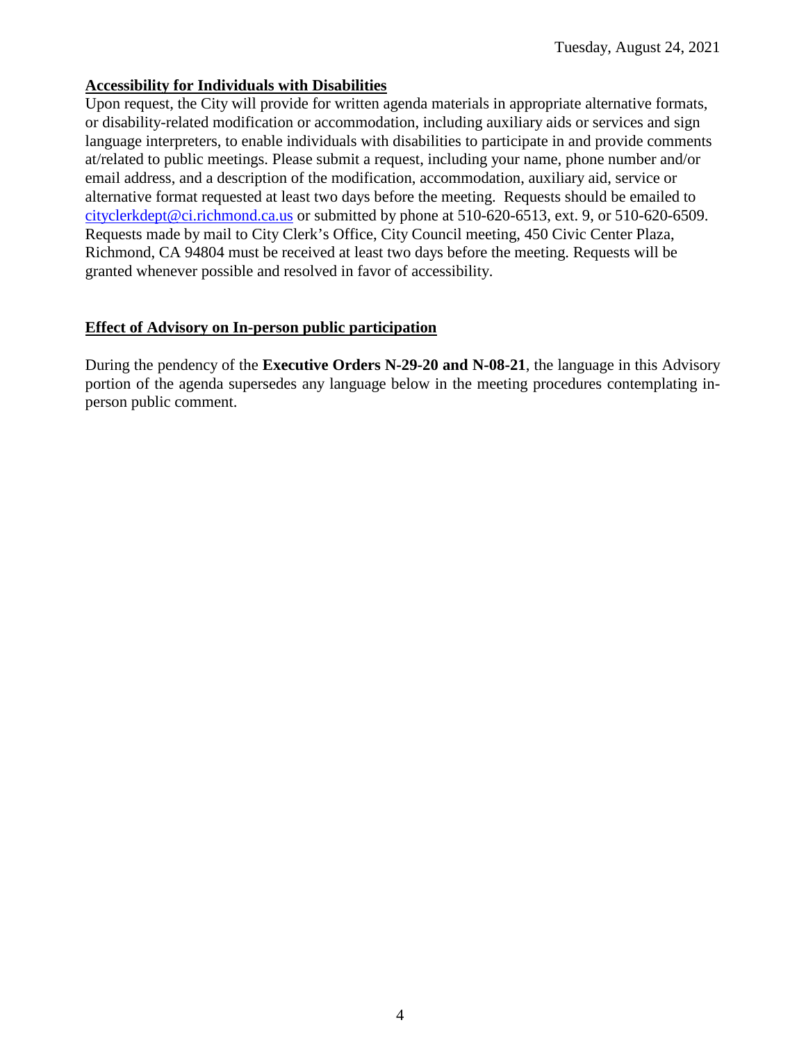## Accessibility for Individuals with Disabilities

Upon request, the City will provide for written agenda materials in appropriate alternative formats, or disability-related modification or accommodation, including auxiliary aids or services and sign language interpreters, to enable individuals with disabilities to participate in and provide comments at/related to public meetings. Please submit a request, including your name, phone number and/or email address, and a description of the modification, accommodation, auxiliary aid, service or alternative format requested at least two days before the meeting. Requests should be emailed to cityclerkdept@ci.richmond.ca.us or submitted by phone at 510-620-6513, ext. 9, or 510-620-6509. Requests made by mail to City Clerk's Office, City Council meeting, 450 Civic Center Plaza, Richmond, CA 94804 must be received at least two days before the meeting. Requests will be granted whenever possible and resolved in favor of accessibility.

## Effect of Advisory on In-person public participation

During the pendency of the **Executive Orders N-29-20 and N-08-21**, the language in this Advisory portion of the agenda supersedes any language below in the meeting procedures contemplating in-person public comment.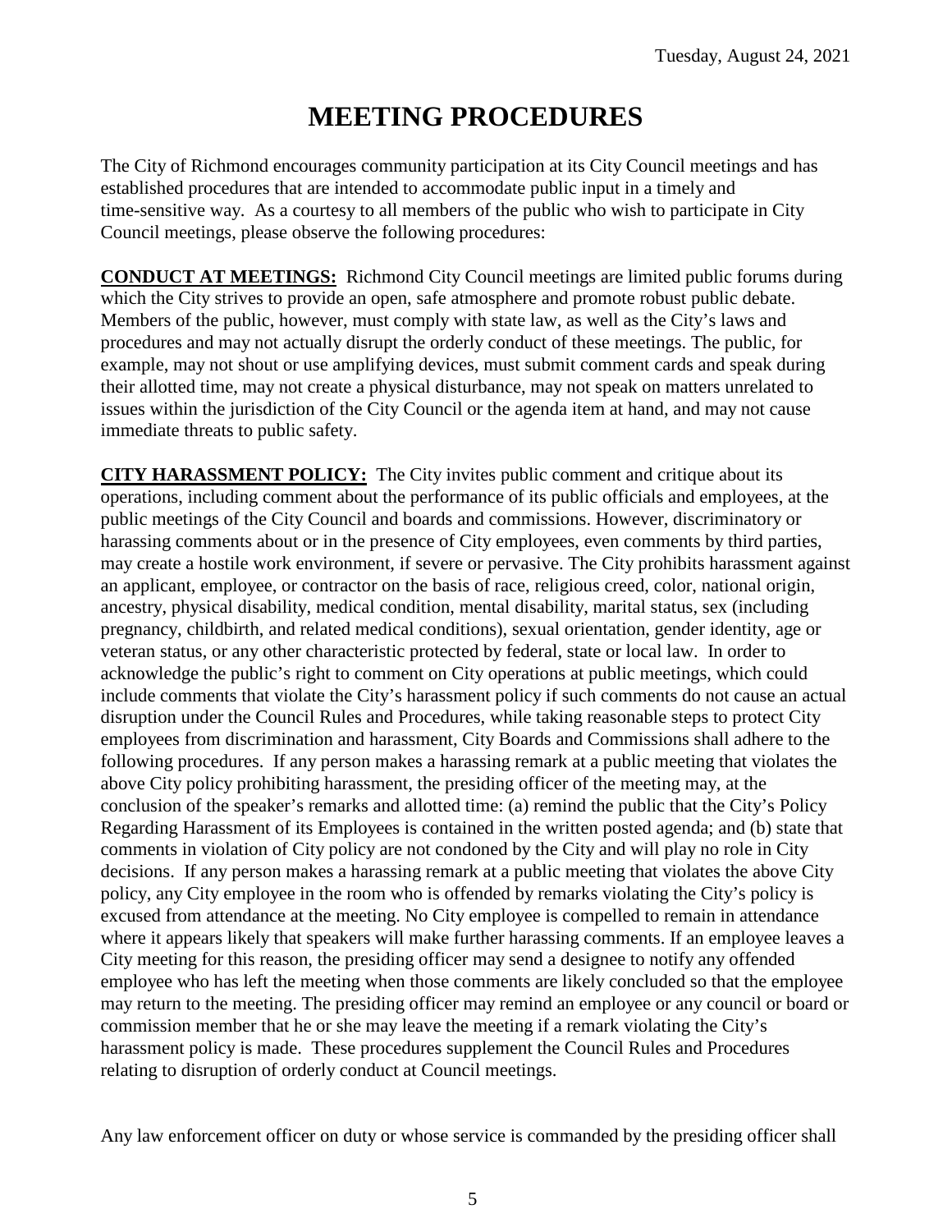# MEETING PROCEDURES

The City of Richmond encourages community participation at its City Council meetings and has established procedures that are intended to accommodate public input in a timely and time-sensitive way. As a courtesy to all members of the public who wish to participate in City Council meetings, please observe the following procedures:

**CONDUCT AT MEETINGS:** Richmond City Council meetings are limited public forums during which the City strives to provide an open, safe atmosphere and promote robust public debate. Members of the public, however, must comply with state law, as well as the City's laws and procedures and may not actually disrupt the orderly conduct of these meetings. The public, for example, may not shout or use amplifying devices, must submit comment cards and speak during their allotted time, may not create a physical disturbance, may not speak on matters unrelated to issues within the jurisdiction of the City Council or the agenda item at hand, and may not cause immediate threats to public safety.

**CITY HARASSMENT POLICY:** The City invites public comment and critique about its operations, including comment about the performance of its public officials and employees, at the public meetings of the City Council and boards and commissions. However, discriminatory or harassing comments about or in the presence of City employees, even comments by third parties, may create a hostile work environment, if severe or pervasive. The City prohibits harassment against an applicant, employee, or contractor on the basis of race, religious creed, color, national origin, ancestry, physical disability, medical condition, mental disability, marital status, sex (including pregnancy, childbirth, and related medical conditions), sexual orientation, gender identity, age or veteran status, or any other characteristic protected by federal, state or local law. In order to acknowledge the public's right to comment on City operations at public meetings, which could include comments that violate the City's harassment policy if such comments do not cause an actual disruption under the Council Rules and Procedures, while taking reasonable steps to protect City employees from discrimination and harassment, City Boards and Commissions shall adhere to the following procedures. If any person makes a harassing remark at a public meeting that violates the above City policy prohibiting harassment, the presiding officer of the meeting may, at the conclusion of the speaker's remarks and allotted time: (a) remind the public that the City's Policy Regarding Harassment of its Employees is contained in the written posted agenda; and (b) state that comments in violation of City policy are not condoned by the City and will play no role in City decisions. If any person makes a harassing remark at a public meeting that violates the above City policy, any City employee in the room who is offended by remarks violating the City's policy is excused from attendance at the meeting. No City employee is compelled to remain in attendance where it appears likely that speakers will make further harassing comments. If an employee leaves a City meeting for this reason, the presiding officer may send a designee to notify any offended employee who has left the meeting when those comments are likely concluded so that the employee may return to the meeting. The presiding officer may remind an employee or any council or board or commission member that he or she may leave the meeting if a remark violating the City's harassment policy is made. These procedures supplement the Council Rules and Procedures relating to disruption of orderly conduct at Council meetings.

Any law enforcement officer on duty or whose service is commanded by the presiding officer shall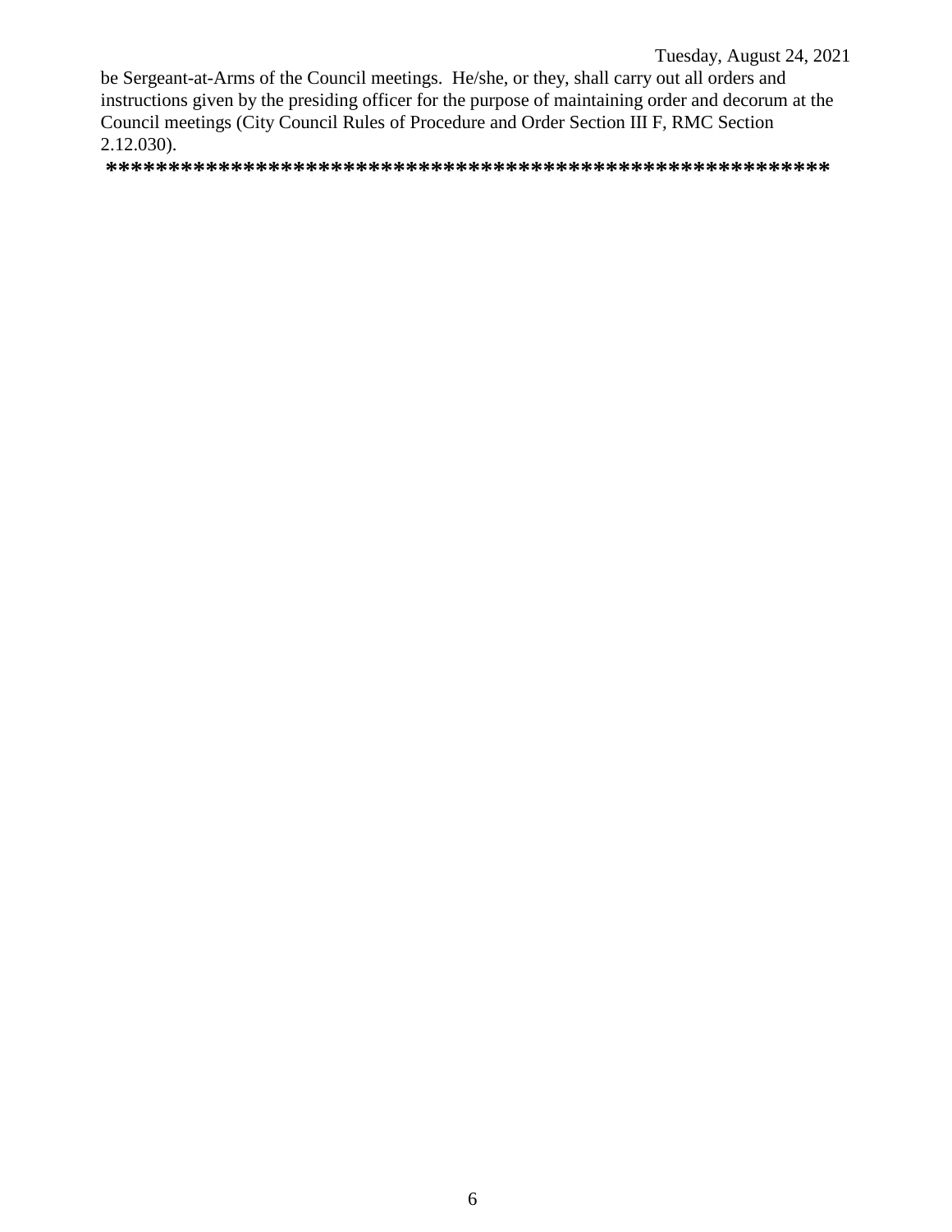be Sergeant-at-Arms of the Council meetings. He/she, or they, shall carry out all orders and instructions given by the presiding officer for the purpose of maintaining order and decorum at the Council meetings (City Council Rules of Procedure and Order Section III F, RMC Section 2.12.030).

**\*\*\*\*\*\*\*\*\*\*\*\*\*\*\*\*\*\*\*\*\*\*\*\*\*\*\*\*\*\*\*\*\*\*\*\*\*\*\*\*\*\*\*\*\*\*\*\*\*\*\*\*\*\*\*\*\*\*\***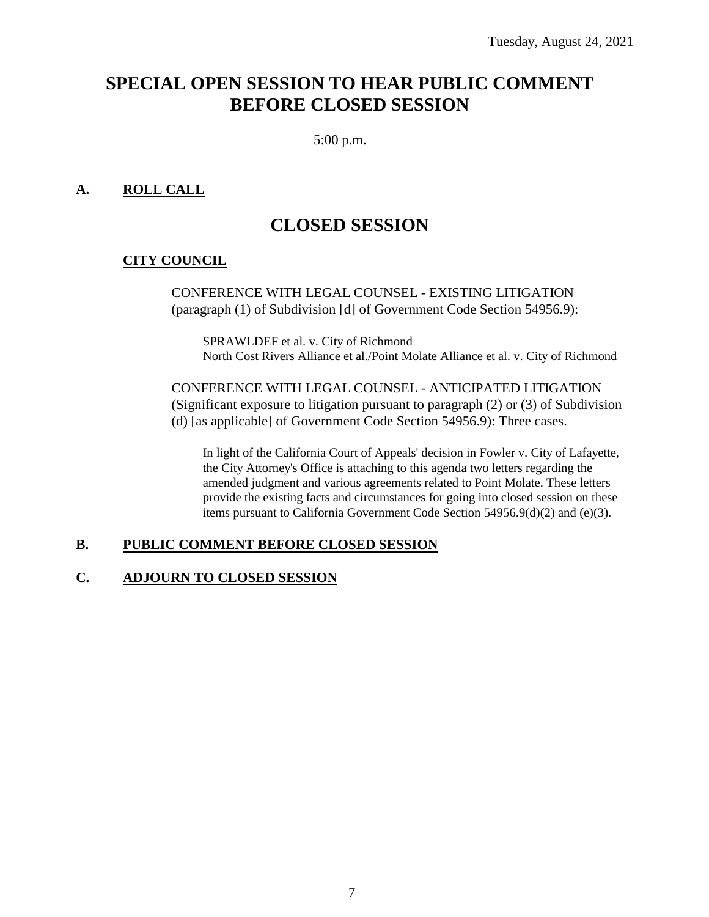Tuesday, August 24, 2021

# SPECIAL OPEN SESSION TO HEAR PUBLIC COMMENT BEFORE CLOSED SESSION

5:00 p.m.

## A. ROLL CALL

# CLOSED SESSION

### CITY COUNCIL

CONFERENCE WITH LEGAL COUNSEL - EXISTING LITIGATION (paragraph (1) of Subdivision [d] of Government Code Section 54956.9):

SPRAWLDEF et al. v. City of Richmond
North Cost Rivers Alliance et al./Point Molate Alliance et al. v. City of Richmond

CONFERENCE WITH LEGAL COUNSEL - ANTICIPATED LITIGATION (Significant exposure to litigation pursuant to paragraph (2) or (3) of Subdivision (d) [as applicable] of Government Code Section 54956.9): Three cases.

In light of the California Court of Appeals' decision in Fowler v. City of Lafayette, the City Attorney's Office is attaching to this agenda two letters regarding the amended judgment and various agreements related to Point Molate. These letters provide the existing facts and circumstances for going into closed session on these items pursuant to California Government Code Section 54956.9(d)(2) and (e)(3).

## B. PUBLIC COMMENT BEFORE CLOSED SESSION

## C. ADJOURN TO CLOSED SESSION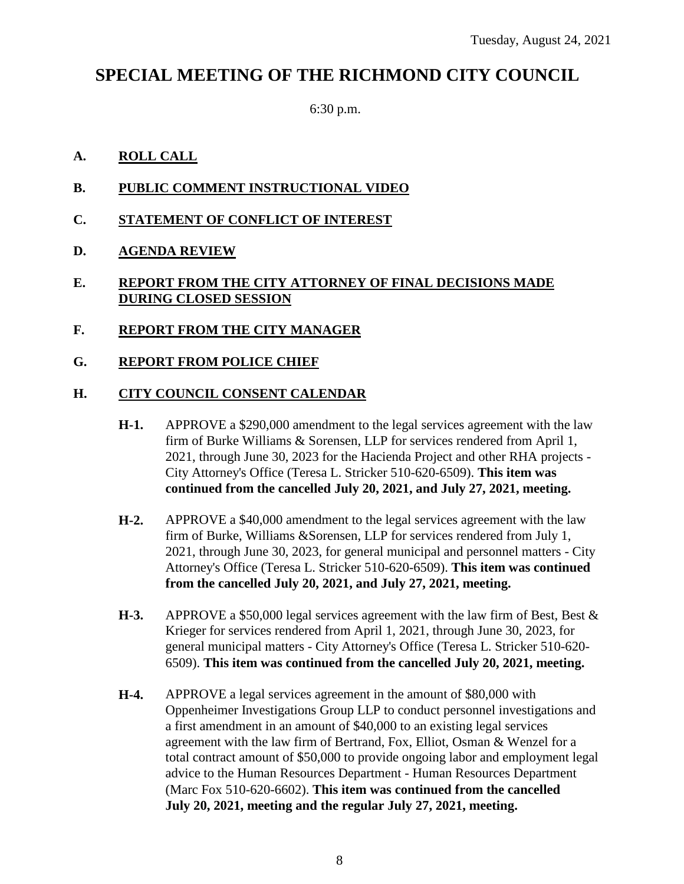Tuesday, August 24, 2021

# SPECIAL MEETING OF THE RICHMOND CITY COUNCIL

6:30 p.m.

**A. ROLL CALL**

**B. PUBLIC COMMENT INSTRUCTIONAL VIDEO**

**C. STATEMENT OF CONFLICT OF INTEREST**

**D. AGENDA REVIEW**

**E. REPORT FROM THE CITY ATTORNEY OF FINAL DECISIONS MADE DURING CLOSED SESSION**

**F. REPORT FROM THE CITY MANAGER**

**G. REPORT FROM POLICE CHIEF**

**H. CITY COUNCIL CONSENT CALENDAR**

**H-1.** APPROVE a $290,000 amendment to the legal services agreement with the law firm of Burke Williams & Sorensen, LLP for services rendered from April 1, 2021, through June 30, 2023 for the Hacienda Project and other RHA projects - City Attorney's Office (Teresa L. Stricker 510-620-6509). **This item was continued from the cancelled July 20, 2021, and July 27, 2021, meeting.**

**H-2.** APPROVE a $40,000 amendment to the legal services agreement with the law firm of Burke, Williams &Sorensen, LLP for services rendered from July 1, 2021, through June 30, 2023, for general municipal and personnel matters - City Attorney's Office (Teresa L. Stricker 510-620-6509). **This item was continued from the cancelled July 20, 2021, and July 27, 2021, meeting.**

**H-3.** APPROVE a $50,000 legal services agreement with the law firm of Best, Best & Krieger for services rendered from April 1, 2021, through June 30, 2023, for general municipal matters - City Attorney's Office (Teresa L. Stricker 510-620-6509). **This item was continued from the cancelled July 20, 2021, meeting.**

**H-4.** APPROVE a legal services agreement in the amount of $80,000 with Oppenheimer Investigations Group LLP to conduct personnel investigations and a first amendment in an amount of $40,000 to an existing legal services agreement with the law firm of Bertrand, Fox, Elliot, Osman & Wenzel for a total contract amount of $50,000 to provide ongoing labor and employment legal advice to the Human Resources Department - Human Resources Department (Marc Fox 510-620-6602). **This item was continued from the cancelled July 20, 2021, meeting and the regular July 27, 2021, meeting.**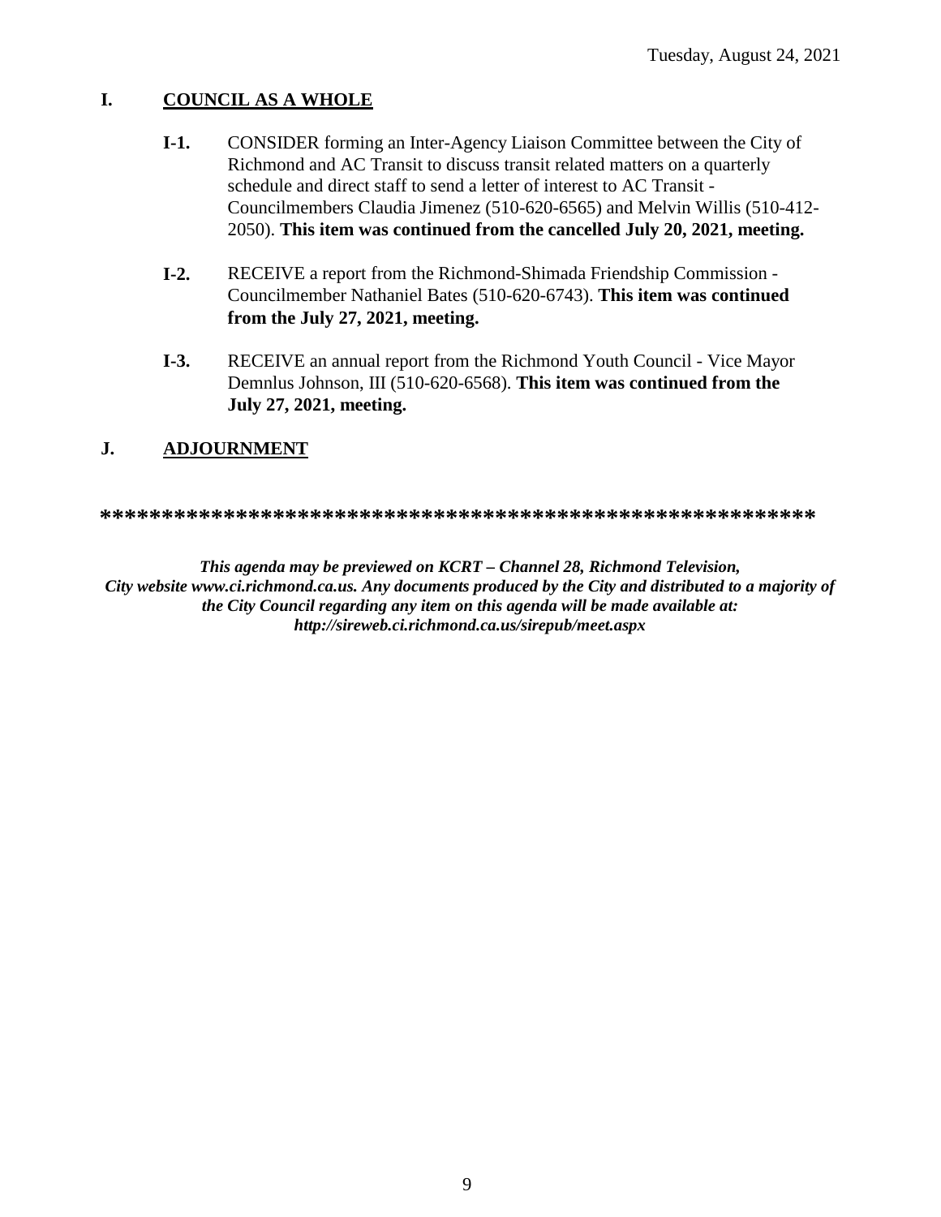## I. COUNCIL AS A WHOLE

**I-1.** CONSIDER forming an Inter-Agency Liaison Committee between the City of Richmond and AC Transit to discuss transit related matters on a quarterly schedule and direct staff to send a letter of interest to AC Transit - Councilmembers Claudia Jimenez (510-620-6565) and Melvin Willis (510-412-2050). **This item was continued from the cancelled July 20, 2021, meeting.**

**I-2.** RECEIVE a report from the Richmond-Shimada Friendship Commission - Councilmember Nathaniel Bates (510-620-6743). **This item was continued from the July 27, 2021, meeting.**

**I-3.** RECEIVE an annual report from the Richmond Youth Council - Vice Mayor Demnlus Johnson, III (510-620-6568). **This item was continued from the July 27, 2021, meeting.**

## J. ADJOURNMENT

**********************************************************

***This agenda may be previewed on KCRT – Channel 28, Richmond Television, City website www.ci.richmond.ca.us. Any documents produced by the City and distributed to a majority of the City Council regarding any item on this agenda will be made available at: http://sireweb.ci.richmond.ca.us/sirepub/meet.aspx***